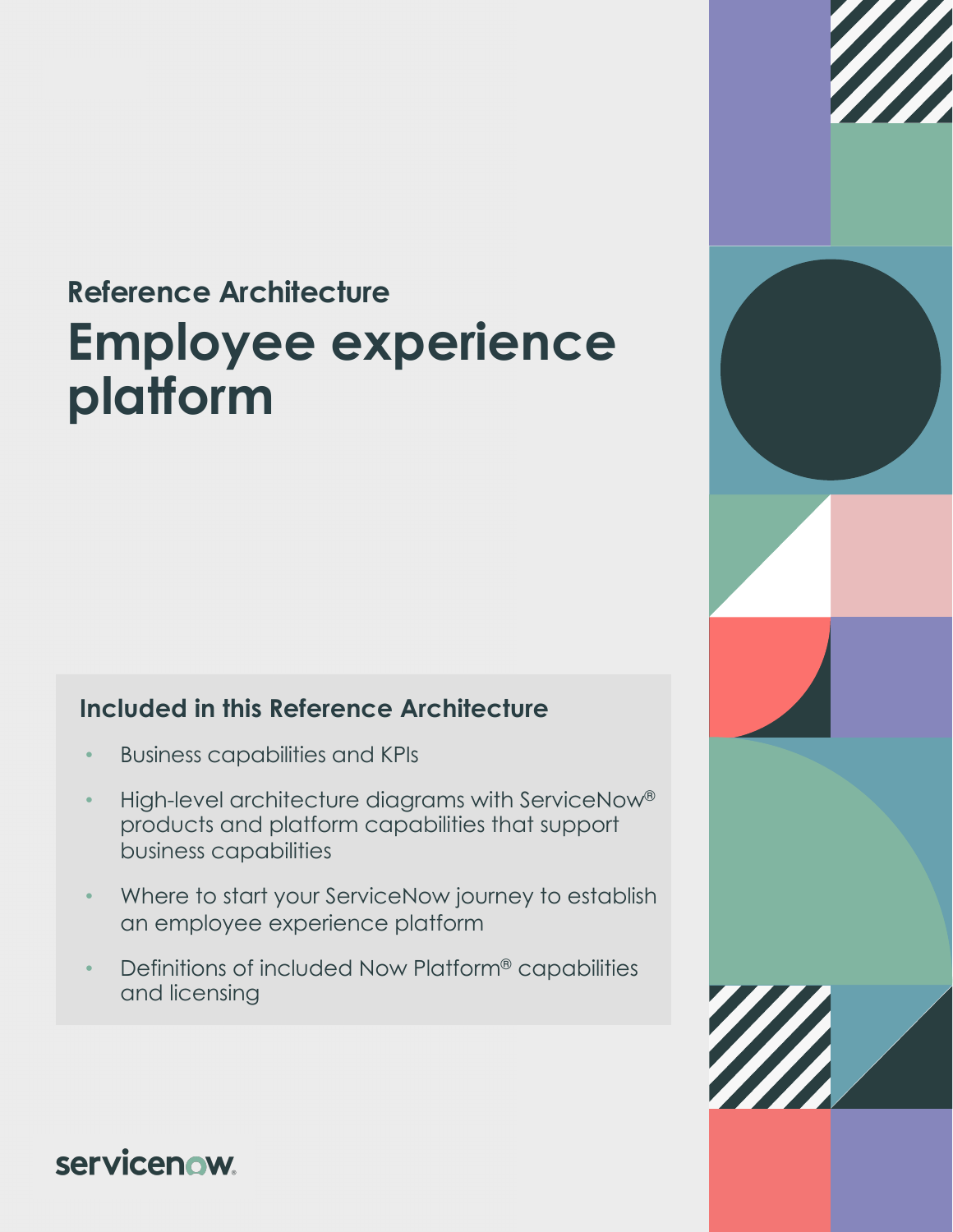## Reference Architecture

# Employee experience platform

### Included in this Reference Architecture

- Business capabilities and KPIs
- High-level architecture diagrams with ServiceNow® products and platform capabilities that support business capabilities
- Where to start your ServiceNow journey to establish an employee experience platform
- Definitions of included Now Platform® capabilities and licensing

servicenow.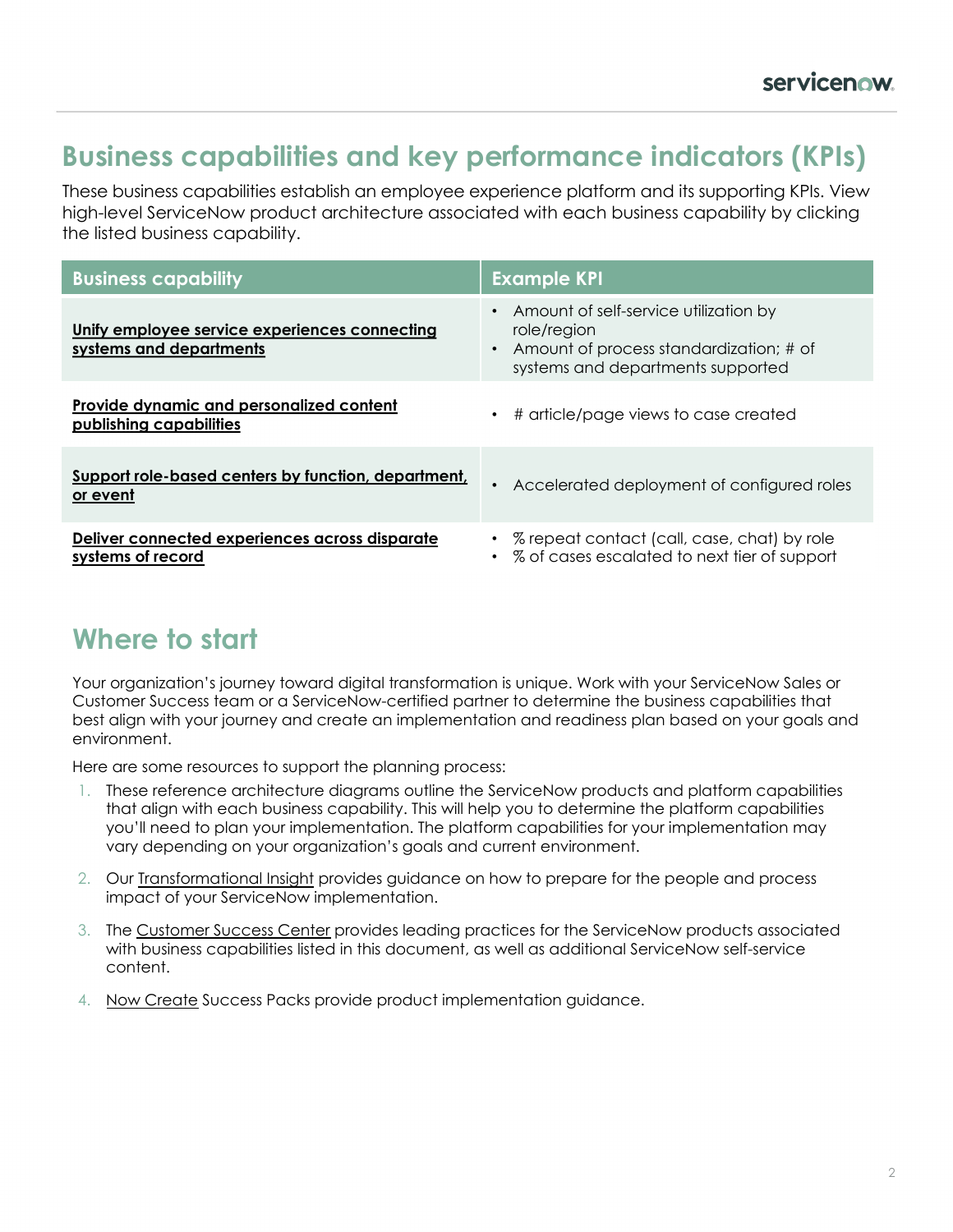# Business capabilities and key performance indicators (KPIs)

These business capabilities establish an employee experience platform and its supporting KPIs. View high-level ServiceNow product architecture associated with each business capability by clicking the listed business capability.

| Business capability | Example KPI |
| --- | --- |
| **Unify employee service experiences connecting systems and departments** | • Amount of self-service utilization by role/region<br>• Amount of process standardization; # of systems and departments supported |
| **Provide dynamic and personalized content publishing capabilities** | • # article/page views to case created |
| **Support role-based centers by function, department, or event** | • Accelerated deployment of configured roles |
| **Deliver connected experiences across disparate systems of record** | • % repeat contact (call, case, chat) by role<br>• % of cases escalated to next tier of support |

## Where to start

Your organization's journey toward digital transformation is unique. Work with your ServiceNow Sales or Customer Success team or a ServiceNow-certified partner to determine the business capabilities that best align with your journey and create an implementation and readiness plan based on your goals and environment.

Here are some resources to support the planning process:

1. These reference architecture diagrams outline the ServiceNow products and platform capabilities that align with each business capability. This will help you to determine the platform capabilities you'll need to plan your implementation. The platform capabilities for your implementation may vary depending on your organization's goals and current environment.
2. Our Transformational Insight provides guidance on how to prepare for the people and process impact of your ServiceNow implementation.
3. The Customer Success Center provides leading practices for the ServiceNow products associated with business capabilities listed in this document, as well as additional ServiceNow self-service content.
4. Now Create Success Packs provide product implementation guidance.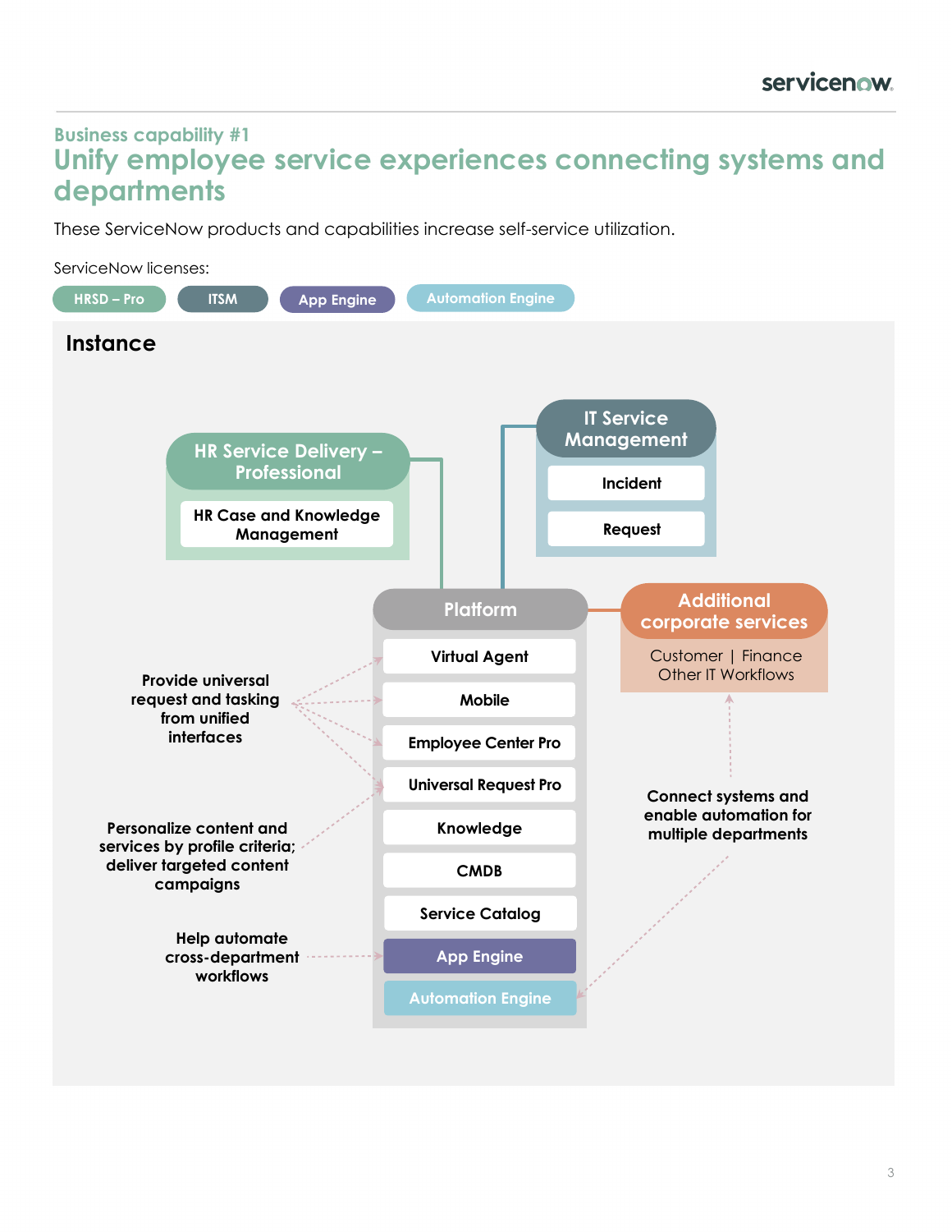Business capability #1

# Unify employee service experiences connecting systems and departments

These ServiceNow products and capabilities increase self-service utilization.

ServiceNow licenses:

HRSD – Pro | ITSM | App Engine | Automation Engine

## Instance

**HR Service Delivery – Professional**
- HR Case and Knowledge Management

**IT Service Management**
- Incident
- Request

**Platform**
- Virtual Agent
- Mobile
- Employee Center Pro
- Universal Request Pro
- Knowledge
- CMDB
- Service Catalog
- App Engine
- Automation Engine

**Additional corporate services**

Customer | Finance
Other IT Workflows

**Provide universal request and tasking from unified interfaces**

**Personalize content and services by profile criteria; deliver targeted content campaigns**

**Help automate cross-department workflows**

**Connect systems and enable automation for multiple departments**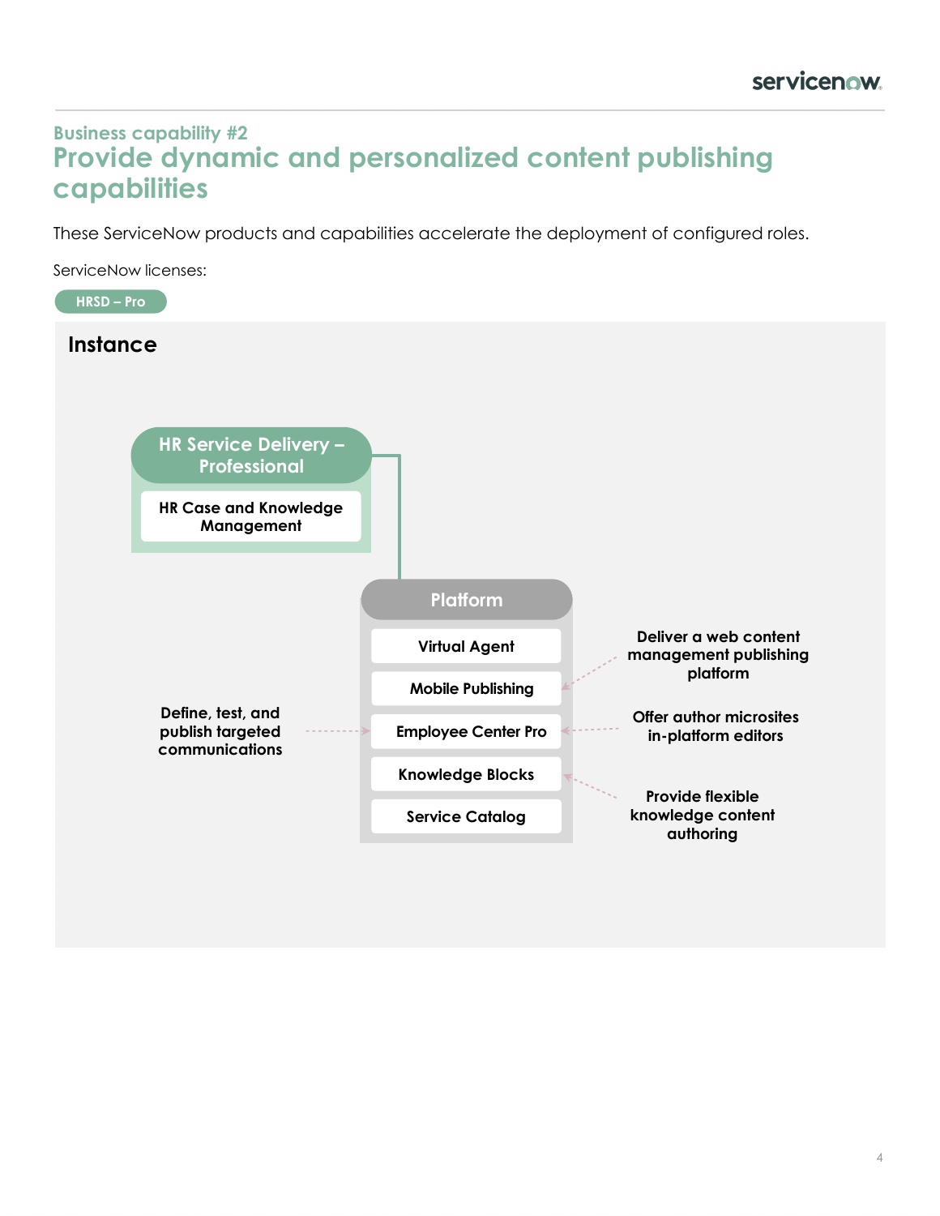Business capability #2

# Provide dynamic and personalized content publishing capabilities

These ServiceNow products and capabilities accelerate the deployment of configured roles.

ServiceNow licenses:

**HRSD – Pro**

## Instance

**HR Service Delivery – Professional**

- HR Case and Knowledge Management

**Platform**

- Virtual Agent
- Mobile Publishing
- Employee Center Pro
- Knowledge Blocks
- Service Catalog

**Define, test, and publish targeted communications** → Employee Center Pro

**Deliver a web content management publishing platform** → Mobile Publishing

**Offer author microsites in-platform editors** → Employee Center Pro

**Provide flexible knowledge content authoring** → Knowledge Blocks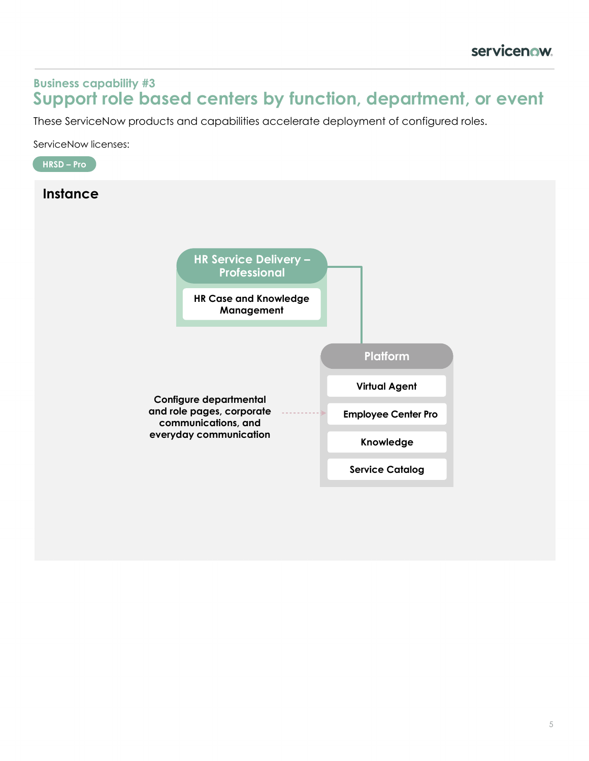### Business capability #3

# Support role based centers by function, department, or event

These ServiceNow products and capabilities accelerate deployment of configured roles.

ServiceNow licenses:

**HRSD – Pro**

## Instance

**HR Service Delivery – Professional**

- HR Case and Knowledge Management

**Platform**

- Virtual Agent
- Employee Center Pro
- Knowledge
- Service Catalog

**Configure departmental and role pages, corporate communications, and everyday communication** → Employee Center Pro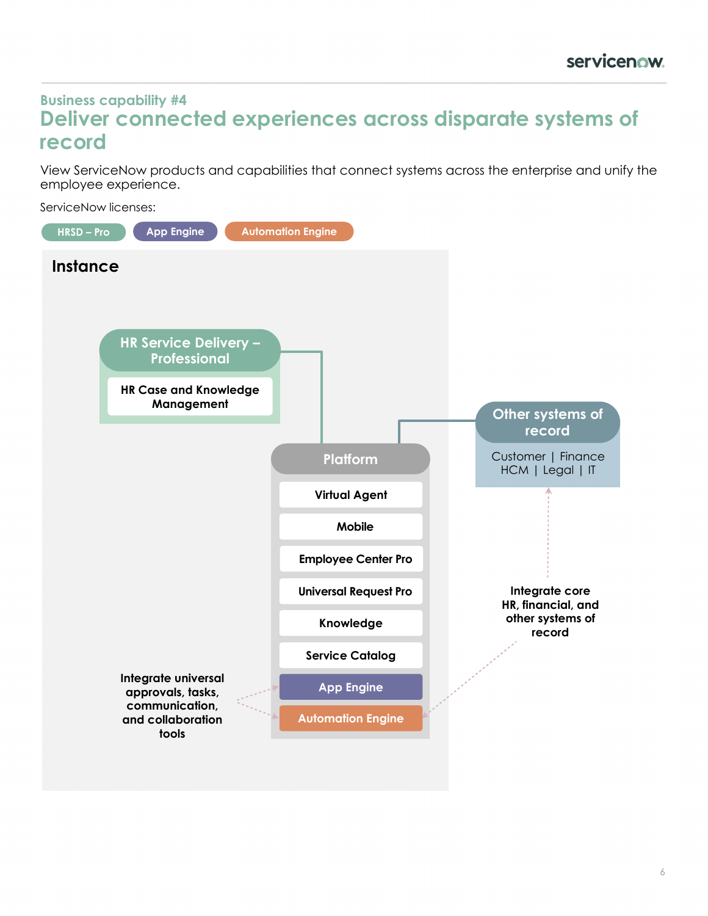Business capability #4

# Deliver connected experiences across disparate systems of record

View ServiceNow products and capabilities that connect systems across the enterprise and unify the employee experience.

ServiceNow licenses:

HRSD – Pro | App Engine | Automation Engine

**Instance**

**HR Service Delivery – Professional**

- HR Case and Knowledge Management

**Platform**

- Virtual Agent
- Mobile
- Employee Center Pro
- Universal Request Pro
- Knowledge
- Service Catalog
- App Engine
- Automation Engine

**Other systems of record**

Customer | Finance
HCM | Legal | IT

**Integrate core HR, financial, and other systems of record**

**Integrate universal approvals, tasks, communication, and collaboration tools**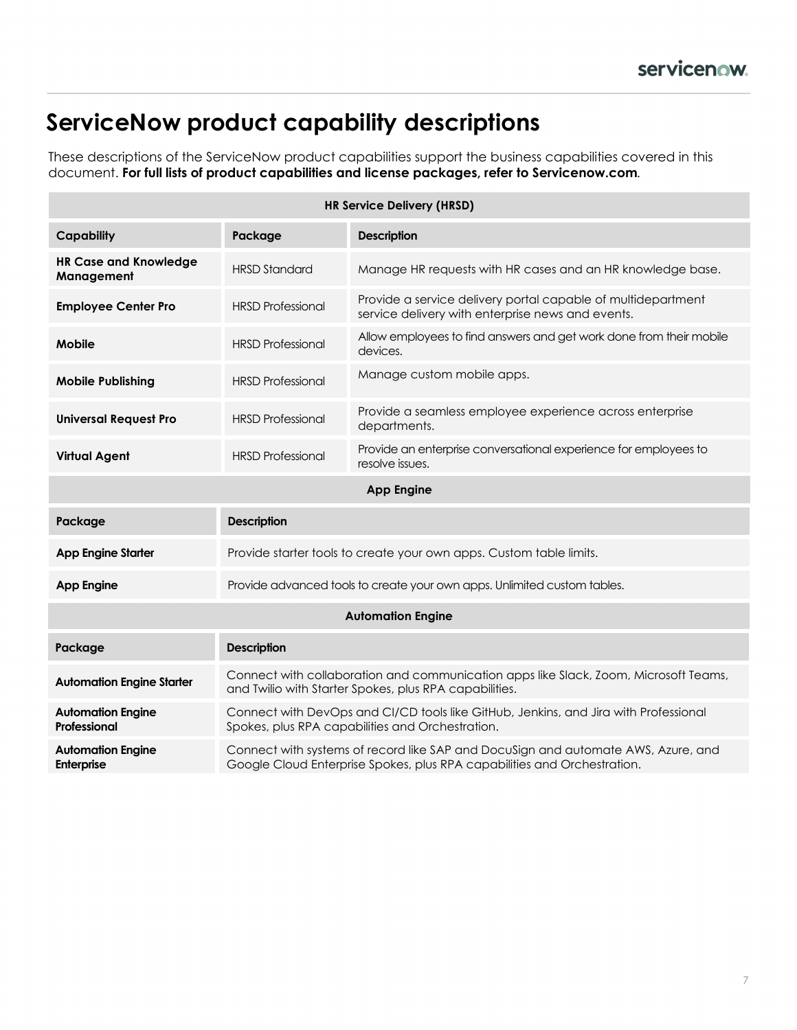# ServiceNow product capability descriptions

These descriptions of the ServiceNow product capabilities support the business capabilities covered in this document. **For full lists of product capabilities and license packages, refer to Servicenow.com**.

| HR Service Delivery (HRSD) | | |
|---|---|---|
| **Capability** | **Package** | **Description** |
| **HR Case and Knowledge Management** | HRSD Standard | Manage HR requests with HR cases and an HR knowledge base. |
| **Employee Center Pro** | HRSD Professional | Provide a service delivery portal capable of multidepartment service delivery with enterprise news and events. |
| **Mobile** | HRSD Professional | Allow employees to find answers and get work done from their mobile devices. |
| **Mobile Publishing** | HRSD Professional | Manage custom mobile apps. |
| **Universal Request Pro** | HRSD Professional | Provide a seamless employee experience across enterprise departments. |
| **Virtual Agent** | HRSD Professional | Provide an enterprise conversational experience for employees to resolve issues. |

| App Engine | |
|---|---|
| **Package** | **Description** |
| **App Engine Starter** | Provide starter tools to create your own apps. Custom table limits. |
| **App Engine** | Provide advanced tools to create your own apps. Unlimited custom tables. |

| Automation Engine | |
|---|---|
| **Package** | **Description** |
| **Automation Engine Starter** | Connect with collaboration and communication apps like Slack, Zoom, Microsoft Teams, and Twilio with Starter Spokes, plus RPA capabilities. |
| **Automation Engine Professional** | Connect with DevOps and CI/CD tools like GitHub, Jenkins, and Jira with Professional Spokes, plus RPA capabilities and Orchestration. |
| **Automation Engine Enterprise** | Connect with systems of record like SAP and DocuSign and automate AWS, Azure, and Google Cloud Enterprise Spokes, plus RPA capabilities and Orchestration. |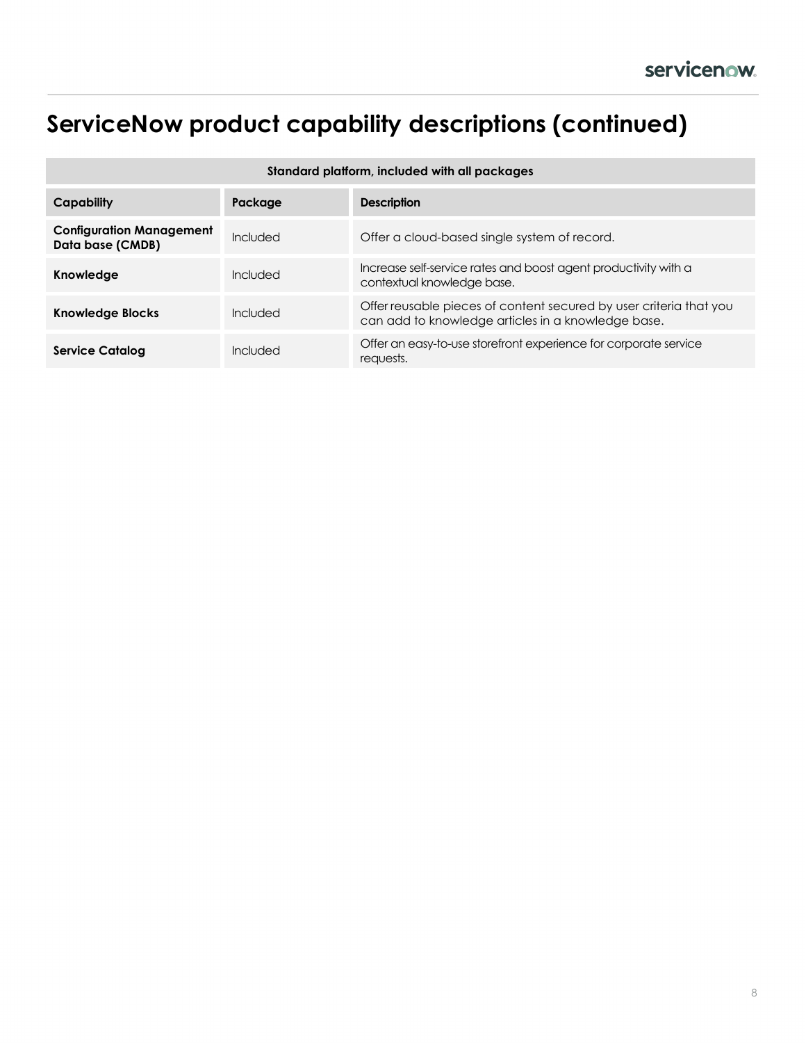# ServiceNow product capability descriptions (continued)

| Standard platform, included with all packages | | |
|---|---|---|
| **Capability** | **Package** | **Description** |
| **Configuration Management Data base (CMDB)** | Included | Offer a cloud-based single system of record. |
| **Knowledge** | Included | Increase self-service rates and boost agent productivity with a contextual knowledge base. |
| **Knowledge Blocks** | Included | Offer reusable pieces of content secured by user criteria that you can add to knowledge articles in a knowledge base. |
| **Service Catalog** | Included | Offer an easy-to-use storefront experience for corporate service requests. |